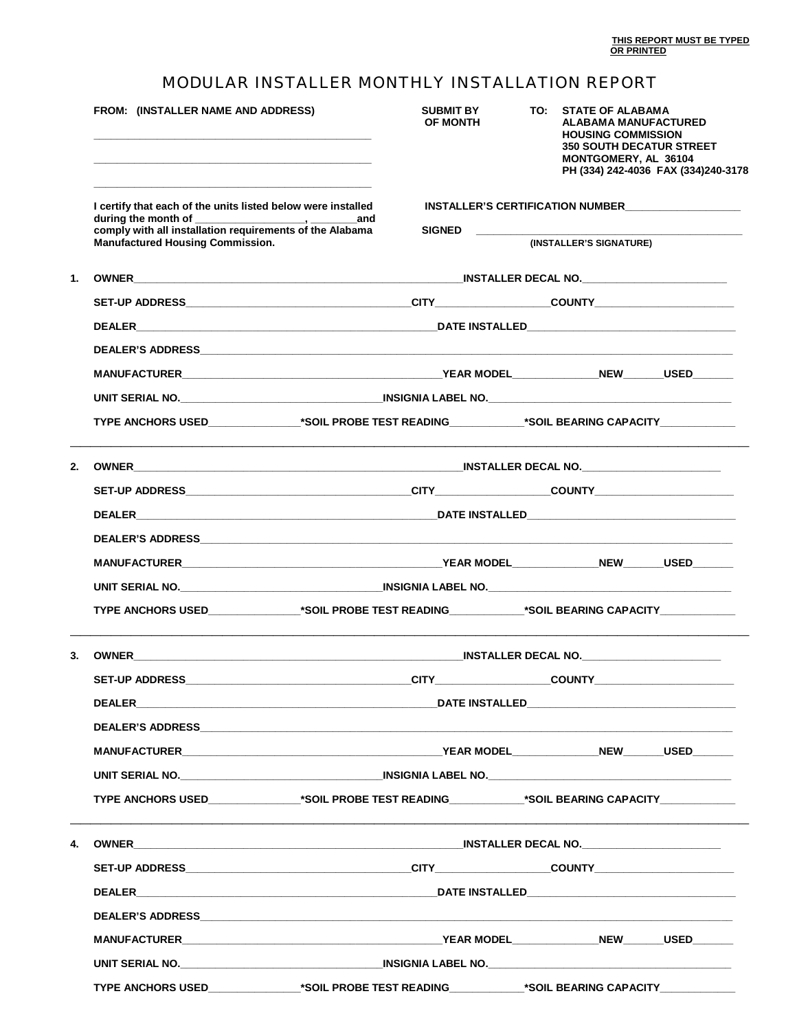**THIS REPORT MUST BE TYPED OR PRINTED**

# MODULAR INSTALLER MONTHLY INSTALLATION REPORT

**FROM: (INSTALLER NAME AND ADDRESS)**

_______________________________________________

_______________________________________________

_______________________________________________

**SUBMIT BY OF MONTH**

**TO: STATE OF ALABAMA**
**ALABAMA MANUFACTURED HOUSING COMMISSION**
**350 SOUTH DECATUR STREET**
**MONTGOMERY, AL 36104**
**PH (334) 242-4036 FAX (334)240-3178**

**I certify that each of the units listed below were installed during the month of ___________________, ________and comply with all installation requirements of the Alabama Manufactured Housing Commission.**

**INSTALLER'S CERTIFICATION NUMBER___________________**

**SIGNED** ___________________________________________
**(INSTALLER'S SIGNATURE)**

1. **OWNER**____________________________________________**INSTALLER DECAL NO.**______________________

   **SET-UP ADDRESS**______________________________**CITY**________________**COUNTY**____________________

   **DEALER**____________________________________________**DATE INSTALLED**______________________________

   **DEALER'S ADDRESS**______________________________________________________________________________

   **MANUFACTURER**____________________________________**YEAR MODEL**_____________**NEW**______**USED**______

   **UNIT SERIAL NO.**___________________________**INSIGNIA LABEL NO.**_________________________________

   **TYPE ANCHORS USED**______________**\*SOIL PROBE TEST READING**___________**\*SOIL BEARING CAPACITY**____________

---

2. **OWNER**____________________________________________**INSTALLER DECAL NO.**______________________

   **SET-UP ADDRESS**______________________________**CITY**________________**COUNTY**____________________

   **DEALER**____________________________________________**DATE INSTALLED**______________________________

   **DEALER'S ADDRESS**______________________________________________________________________________

   **MANUFACTURER**____________________________________**YEAR MODEL**_____________**NEW**______**USED**______

   **UNIT SERIAL NO.**___________________________**INSIGNIA LABEL NO.**_________________________________

   **TYPE ANCHORS USED**______________**\*SOIL PROBE TEST READING**___________**\*SOIL BEARING CAPACITY**____________

---

3. **OWNER**____________________________________________**INSTALLER DECAL NO.**______________________

   **SET-UP ADDRESS**______________________________**CITY**________________**COUNTY**____________________

   **DEALER**____________________________________________**DATE INSTALLED**______________________________

   **DEALER'S ADDRESS**______________________________________________________________________________

   **MANUFACTURER**____________________________________**YEAR MODEL**_____________**NEW**______**USED**______

   **UNIT SERIAL NO.**___________________________**INSIGNIA LABEL NO.**_________________________________

   **TYPE ANCHORS USED**______________**\*SOIL PROBE TEST READING**___________**\*SOIL BEARING CAPACITY**____________

---

4. **OWNER**____________________________________________**INSTALLER DECAL NO.**______________________

   **SET-UP ADDRESS**______________________________**CITY**________________**COUNTY**____________________

   **DEALER**____________________________________________**DATE INSTALLED**______________________________

   **DEALER'S ADDRESS**______________________________________________________________________________

   **MANUFACTURER**____________________________________**YEAR MODEL**_____________**NEW**______**USED**______

   **UNIT SERIAL NO.**___________________________**INSIGNIA LABEL NO.**_________________________________

   **TYPE ANCHORS USED**______________**\*SOIL PROBE TEST READING**___________**\*SOIL BEARING CAPACITY**____________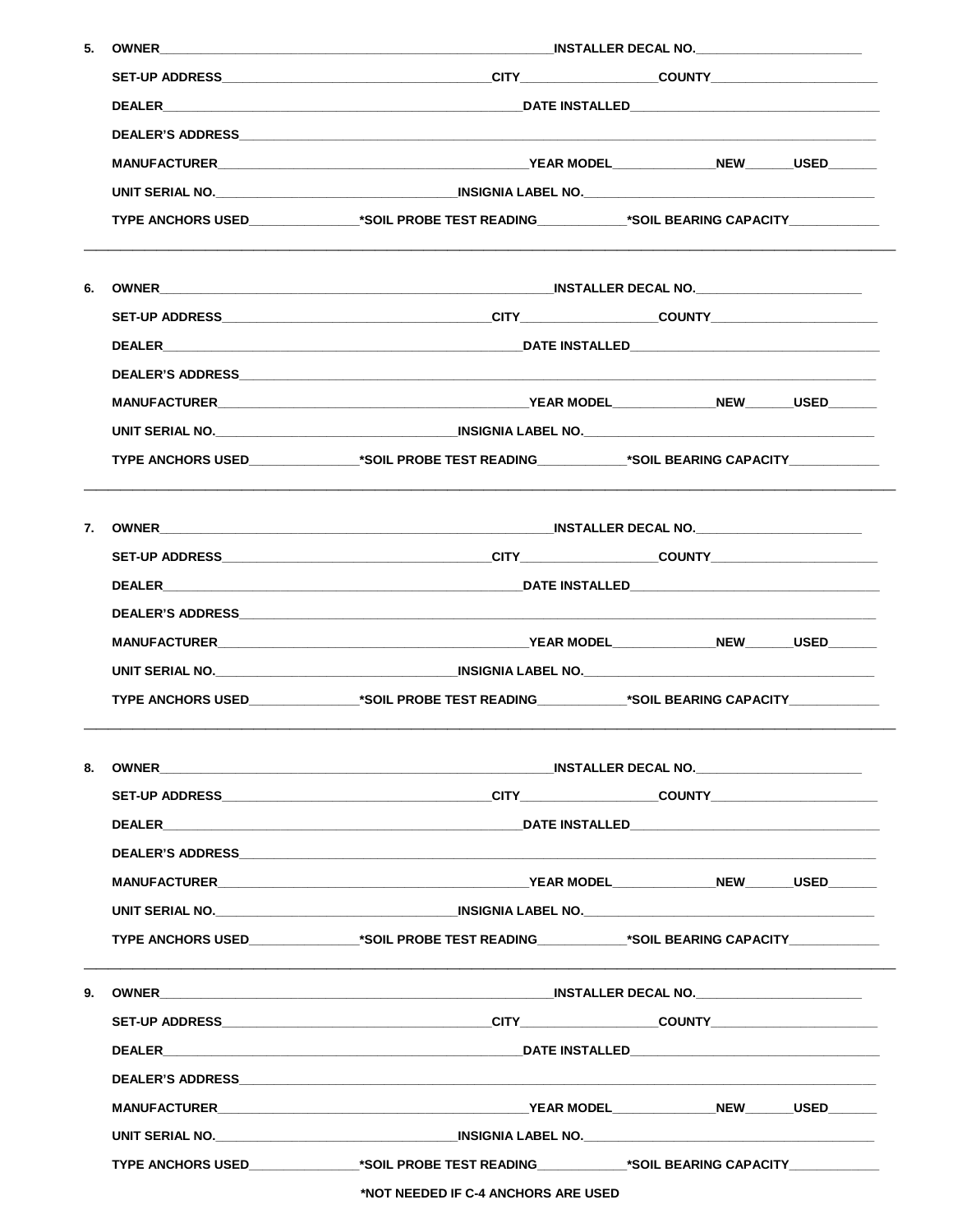5. **OWNER**\_\_\_\_\_\_\_\_\_\_\_\_\_\_\_\_\_\_\_\_\_\_\_\_\_\_\_\_\_\_ **INSTALLER DECAL NO.**\_\_\_\_\_\_\_\_\_\_\_\_\_\_\_\_

   **SET-UP ADDRESS**\_\_\_\_\_\_\_\_\_\_\_\_\_\_\_\_\_\_\_\_ **CITY**\_\_\_\_\_\_\_\_\_\_\_\_ **COUNTY**\_\_\_\_\_\_\_\_\_\_\_\_\_\_\_\_

   **DEALER**\_\_\_\_\_\_\_\_\_\_\_\_\_\_\_\_\_\_\_\_\_\_\_\_\_\_\_\_\_\_ **DATE INSTALLED**\_\_\_\_\_\_\_\_\_\_\_\_\_\_\_\_\_\_\_\_

   **DEALER'S ADDRESS**\_\_\_\_\_\_\_\_\_\_\_\_\_\_\_\_\_\_\_\_\_\_\_\_\_\_\_\_\_\_\_\_\_\_\_\_\_\_\_\_\_\_\_\_\_\_\_\_

   **MANUFACTURER**\_\_\_\_\_\_\_\_\_\_\_\_\_\_\_\_\_\_\_\_\_\_\_\_\_\_\_\_ **YEAR MODEL**\_\_\_\_\_\_\_\_\_\_ **NEW**\_\_\_\_\_\_ **USED**\_\_\_\_\_\_

   **UNIT SERIAL NO.**\_\_\_\_\_\_\_\_\_\_\_\_\_\_\_\_\_\_\_\_ **INSIGNIA LABEL NO.**\_\_\_\_\_\_\_\_\_\_\_\_\_\_\_\_\_\_\_\_\_\_

   **TYPE ANCHORS USED**\_\_\_\_\_\_\_\_\_\_ **\*SOIL PROBE TEST READING**\_\_\_\_\_\_\_\_ **\*SOIL BEARING CAPACITY**\_\_\_\_\_\_\_\_

---

6. **OWNER**\_\_\_\_\_\_\_\_\_\_\_\_\_\_\_\_\_\_\_\_\_\_\_\_\_\_\_\_\_\_ **INSTALLER DECAL NO.**\_\_\_\_\_\_\_\_\_\_\_\_\_\_\_\_

   **SET-UP ADDRESS**\_\_\_\_\_\_\_\_\_\_\_\_\_\_\_\_\_\_\_\_ **CITY**\_\_\_\_\_\_\_\_\_\_\_\_ **COUNTY**\_\_\_\_\_\_\_\_\_\_\_\_\_\_\_\_

   **DEALER**\_\_\_\_\_\_\_\_\_\_\_\_\_\_\_\_\_\_\_\_\_\_\_\_\_\_\_\_\_\_ **DATE INSTALLED**\_\_\_\_\_\_\_\_\_\_\_\_\_\_\_\_\_\_\_\_

   **DEALER'S ADDRESS**\_\_\_\_\_\_\_\_\_\_\_\_\_\_\_\_\_\_\_\_\_\_\_\_\_\_\_\_\_\_\_\_\_\_\_\_\_\_\_\_\_\_\_\_\_\_\_\_

   **MANUFACTURER**\_\_\_\_\_\_\_\_\_\_\_\_\_\_\_\_\_\_\_\_\_\_\_\_\_\_\_\_ **YEAR MODEL**\_\_\_\_\_\_\_\_\_\_ **NEW**\_\_\_\_\_\_ **USED**\_\_\_\_\_\_

   **UNIT SERIAL NO.**\_\_\_\_\_\_\_\_\_\_\_\_\_\_\_\_\_\_\_\_ **INSIGNIA LABEL NO.**\_\_\_\_\_\_\_\_\_\_\_\_\_\_\_\_\_\_\_\_\_\_

   **TYPE ANCHORS USED**\_\_\_\_\_\_\_\_\_\_ **\*SOIL PROBE TEST READING**\_\_\_\_\_\_\_\_ **\*SOIL BEARING CAPACITY**\_\_\_\_\_\_\_\_

---

7. **OWNER**\_\_\_\_\_\_\_\_\_\_\_\_\_\_\_\_\_\_\_\_\_\_\_\_\_\_\_\_\_\_ **INSTALLER DECAL NO.**\_\_\_\_\_\_\_\_\_\_\_\_\_\_\_\_

   **SET-UP ADDRESS**\_\_\_\_\_\_\_\_\_\_\_\_\_\_\_\_\_\_\_\_ **CITY**\_\_\_\_\_\_\_\_\_\_\_\_ **COUNTY**\_\_\_\_\_\_\_\_\_\_\_\_\_\_\_\_

   **DEALER**\_\_\_\_\_\_\_\_\_\_\_\_\_\_\_\_\_\_\_\_\_\_\_\_\_\_\_\_\_\_ **DATE INSTALLED**\_\_\_\_\_\_\_\_\_\_\_\_\_\_\_\_\_\_\_\_

   **DEALER'S ADDRESS**\_\_\_\_\_\_\_\_\_\_\_\_\_\_\_\_\_\_\_\_\_\_\_\_\_\_\_\_\_\_\_\_\_\_\_\_\_\_\_\_\_\_\_\_\_\_\_\_

   **MANUFACTURER**\_\_\_\_\_\_\_\_\_\_\_\_\_\_\_\_\_\_\_\_\_\_\_\_\_\_\_\_ **YEAR MODEL**\_\_\_\_\_\_\_\_\_\_ **NEW**\_\_\_\_\_\_ **USED**\_\_\_\_\_\_

   **UNIT SERIAL NO.**\_\_\_\_\_\_\_\_\_\_\_\_\_\_\_\_\_\_\_\_ **INSIGNIA LABEL NO.**\_\_\_\_\_\_\_\_\_\_\_\_\_\_\_\_\_\_\_\_\_\_

   **TYPE ANCHORS USED**\_\_\_\_\_\_\_\_\_\_ **\*SOIL PROBE TEST READING**\_\_\_\_\_\_\_\_ **\*SOIL BEARING CAPACITY**\_\_\_\_\_\_\_\_

---

8. **OWNER**\_\_\_\_\_\_\_\_\_\_\_\_\_\_\_\_\_\_\_\_\_\_\_\_\_\_\_\_\_\_ **INSTALLER DECAL NO.**\_\_\_\_\_\_\_\_\_\_\_\_\_\_\_\_

   **SET-UP ADDRESS**\_\_\_\_\_\_\_\_\_\_\_\_\_\_\_\_\_\_\_\_ **CITY**\_\_\_\_\_\_\_\_\_\_\_\_ **COUNTY**\_\_\_\_\_\_\_\_\_\_\_\_\_\_\_\_

   **DEALER**\_\_\_\_\_\_\_\_\_\_\_\_\_\_\_\_\_\_\_\_\_\_\_\_\_\_\_\_\_\_ **DATE INSTALLED**\_\_\_\_\_\_\_\_\_\_\_\_\_\_\_\_\_\_\_\_

   **DEALER'S ADDRESS**\_\_\_\_\_\_\_\_\_\_\_\_\_\_\_\_\_\_\_\_\_\_\_\_\_\_\_\_\_\_\_\_\_\_\_\_\_\_\_\_\_\_\_\_\_\_\_\_

   **MANUFACTURER**\_\_\_\_\_\_\_\_\_\_\_\_\_\_\_\_\_\_\_\_\_\_\_\_\_\_\_\_ **YEAR MODEL**\_\_\_\_\_\_\_\_\_\_ **NEW**\_\_\_\_\_\_ **USED**\_\_\_\_\_\_

   **UNIT SERIAL NO.**\_\_\_\_\_\_\_\_\_\_\_\_\_\_\_\_\_\_\_\_ **INSIGNIA LABEL NO.**\_\_\_\_\_\_\_\_\_\_\_\_\_\_\_\_\_\_\_\_\_\_

   **TYPE ANCHORS USED**\_\_\_\_\_\_\_\_\_\_ **\*SOIL PROBE TEST READING**\_\_\_\_\_\_\_\_ **\*SOIL BEARING CAPACITY**\_\_\_\_\_\_\_\_

---

9. **OWNER**\_\_\_\_\_\_\_\_\_\_\_\_\_\_\_\_\_\_\_\_\_\_\_\_\_\_\_\_\_\_ **INSTALLER DECAL NO.**\_\_\_\_\_\_\_\_\_\_\_\_\_\_\_\_

   **SET-UP ADDRESS**\_\_\_\_\_\_\_\_\_\_\_\_\_\_\_\_\_\_\_\_ **CITY**\_\_\_\_\_\_\_\_\_\_\_\_ **COUNTY**\_\_\_\_\_\_\_\_\_\_\_\_\_\_\_\_

   **DEALER**\_\_\_\_\_\_\_\_\_\_\_\_\_\_\_\_\_\_\_\_\_\_\_\_\_\_\_\_\_\_ **DATE INSTALLED**\_\_\_\_\_\_\_\_\_\_\_\_\_\_\_\_\_\_\_\_

   **DEALER'S ADDRESS**\_\_\_\_\_\_\_\_\_\_\_\_\_\_\_\_\_\_\_\_\_\_\_\_\_\_\_\_\_\_\_\_\_\_\_\_\_\_\_\_\_\_\_\_\_\_\_\_

   **MANUFACTURER**\_\_\_\_\_\_\_\_\_\_\_\_\_\_\_\_\_\_\_\_\_\_\_\_\_\_\_\_ **YEAR MODEL**\_\_\_\_\_\_\_\_\_\_ **NEW**\_\_\_\_\_\_ **USED**\_\_\_\_\_\_

   **UNIT SERIAL NO.**\_\_\_\_\_\_\_\_\_\_\_\_\_\_\_\_\_\_\_\_ **INSIGNIA LABEL NO.**\_\_\_\_\_\_\_\_\_\_\_\_\_\_\_\_\_\_\_\_\_\_

   **TYPE ANCHORS USED**\_\_\_\_\_\_\_\_\_\_ **\*SOIL PROBE TEST READING**\_\_\_\_\_\_\_\_ **\*SOIL BEARING CAPACITY**\_\_\_\_\_\_\_\_

**\*NOT NEEDED IF C-4 ANCHORS ARE USED**